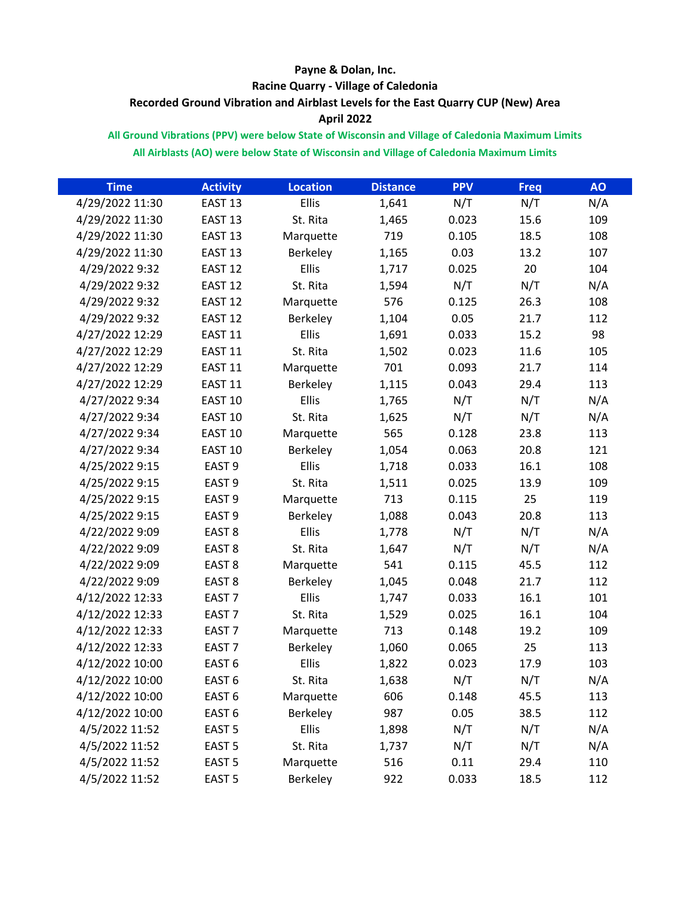**Payne & Dolan, Inc.**

**Racine Quarry - Village of Caledonia**

**Recorded Ground Vibration and Airblast Levels for the East Quarry CUP (New) Area**

**April 2022**

**All Ground Vibrations (PPV) were below State of Wisconsin and Village of Caledonia Maximum Limits**

**All Airblasts (AO) were below State of Wisconsin and Village of Caledonia Maximum Limits**

| Time | Activity | Location | Distance | PPV | Freq | AO |
|---|---|---|---|---|---|---|
| 4/29/2022 11:30 | EAST 13 | Ellis | 1,641 | N/T | N/T | N/A |
| 4/29/2022 11:30 | EAST 13 | St. Rita | 1,465 | 0.023 | 15.6 | 109 |
| 4/29/2022 11:30 | EAST 13 | Marquette | 719 | 0.105 | 18.5 | 108 |
| 4/29/2022 11:30 | EAST 13 | Berkeley | 1,165 | 0.03 | 13.2 | 107 |
| 4/29/2022 9:32 | EAST 12 | Ellis | 1,717 | 0.025 | 20 | 104 |
| 4/29/2022 9:32 | EAST 12 | St. Rita | 1,594 | N/T | N/T | N/A |
| 4/29/2022 9:32 | EAST 12 | Marquette | 576 | 0.125 | 26.3 | 108 |
| 4/29/2022 9:32 | EAST 12 | Berkeley | 1,104 | 0.05 | 21.7 | 112 |
| 4/27/2022 12:29 | EAST 11 | Ellis | 1,691 | 0.033 | 15.2 | 98 |
| 4/27/2022 12:29 | EAST 11 | St. Rita | 1,502 | 0.023 | 11.6 | 105 |
| 4/27/2022 12:29 | EAST 11 | Marquette | 701 | 0.093 | 21.7 | 114 |
| 4/27/2022 12:29 | EAST 11 | Berkeley | 1,115 | 0.043 | 29.4 | 113 |
| 4/27/2022 9:34 | EAST 10 | Ellis | 1,765 | N/T | N/T | N/A |
| 4/27/2022 9:34 | EAST 10 | St. Rita | 1,625 | N/T | N/T | N/A |
| 4/27/2022 9:34 | EAST 10 | Marquette | 565 | 0.128 | 23.8 | 113 |
| 4/27/2022 9:34 | EAST 10 | Berkeley | 1,054 | 0.063 | 20.8 | 121 |
| 4/25/2022 9:15 | EAST 9 | Ellis | 1,718 | 0.033 | 16.1 | 108 |
| 4/25/2022 9:15 | EAST 9 | St. Rita | 1,511 | 0.025 | 13.9 | 109 |
| 4/25/2022 9:15 | EAST 9 | Marquette | 713 | 0.115 | 25 | 119 |
| 4/25/2022 9:15 | EAST 9 | Berkeley | 1,088 | 0.043 | 20.8 | 113 |
| 4/22/2022 9:09 | EAST 8 | Ellis | 1,778 | N/T | N/T | N/A |
| 4/22/2022 9:09 | EAST 8 | St. Rita | 1,647 | N/T | N/T | N/A |
| 4/22/2022 9:09 | EAST 8 | Marquette | 541 | 0.115 | 45.5 | 112 |
| 4/22/2022 9:09 | EAST 8 | Berkeley | 1,045 | 0.048 | 21.7 | 112 |
| 4/12/2022 12:33 | EAST 7 | Ellis | 1,747 | 0.033 | 16.1 | 101 |
| 4/12/2022 12:33 | EAST 7 | St. Rita | 1,529 | 0.025 | 16.1 | 104 |
| 4/12/2022 12:33 | EAST 7 | Marquette | 713 | 0.148 | 19.2 | 109 |
| 4/12/2022 12:33 | EAST 7 | Berkeley | 1,060 | 0.065 | 25 | 113 |
| 4/12/2022 10:00 | EAST 6 | Ellis | 1,822 | 0.023 | 17.9 | 103 |
| 4/12/2022 10:00 | EAST 6 | St. Rita | 1,638 | N/T | N/T | N/A |
| 4/12/2022 10:00 | EAST 6 | Marquette | 606 | 0.148 | 45.5 | 113 |
| 4/12/2022 10:00 | EAST 6 | Berkeley | 987 | 0.05 | 38.5 | 112 |
| 4/5/2022 11:52 | EAST 5 | Ellis | 1,898 | N/T | N/T | N/A |
| 4/5/2022 11:52 | EAST 5 | St. Rita | 1,737 | N/T | N/T | N/A |
| 4/5/2022 11:52 | EAST 5 | Marquette | 516 | 0.11 | 29.4 | 110 |
| 4/5/2022 11:52 | EAST 5 | Berkeley | 922 | 0.033 | 18.5 | 112 |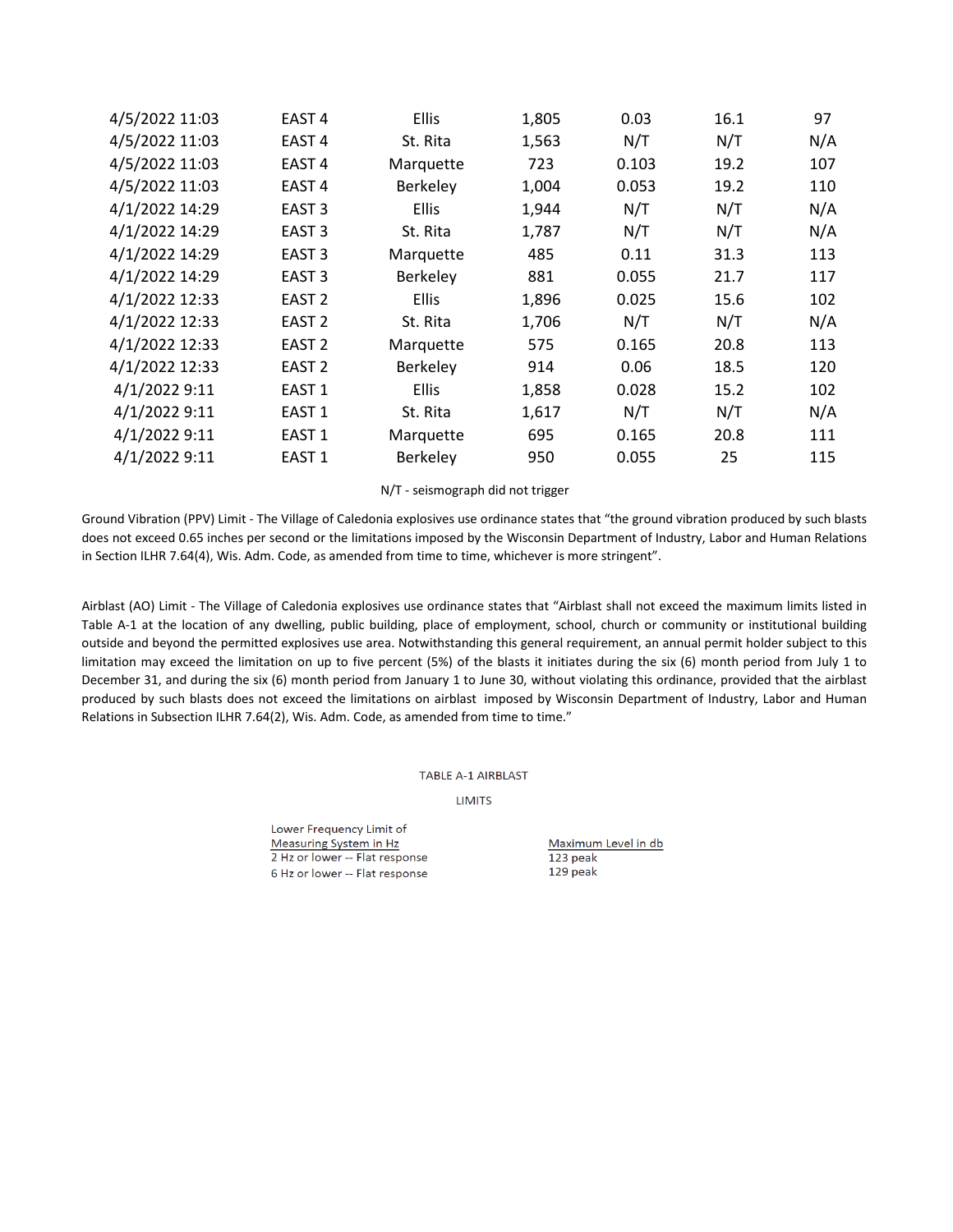| | | | | | | |
|---|---|---|---|---|---|---|
| 4/5/2022 11:03 | EAST 4 | Ellis | 1,805 | 0.03 | 16.1 | 97 |
| 4/5/2022 11:03 | EAST 4 | St. Rita | 1,563 | N/T | N/T | N/A |
| 4/5/2022 11:03 | EAST 4 | Marquette | 723 | 0.103 | 19.2 | 107 |
| 4/5/2022 11:03 | EAST 4 | Berkeley | 1,004 | 0.053 | 19.2 | 110 |
| 4/1/2022 14:29 | EAST 3 | Ellis | 1,944 | N/T | N/T | N/A |
| 4/1/2022 14:29 | EAST 3 | St. Rita | 1,787 | N/T | N/T | N/A |
| 4/1/2022 14:29 | EAST 3 | Marquette | 485 | 0.11 | 31.3 | 113 |
| 4/1/2022 14:29 | EAST 3 | Berkeley | 881 | 0.055 | 21.7 | 117 |
| 4/1/2022 12:33 | EAST 2 | Ellis | 1,896 | 0.025 | 15.6 | 102 |
| 4/1/2022 12:33 | EAST 2 | St. Rita | 1,706 | N/T | N/T | N/A |
| 4/1/2022 12:33 | EAST 2 | Marquette | 575 | 0.165 | 20.8 | 113 |
| 4/1/2022 12:33 | EAST 2 | Berkeley | 914 | 0.06 | 18.5 | 120 |
| 4/1/2022 9:11 | EAST 1 | Ellis | 1,858 | 0.028 | 15.2 | 102 |
| 4/1/2022 9:11 | EAST 1 | St. Rita | 1,617 | N/T | N/T | N/A |
| 4/1/2022 9:11 | EAST 1 | Marquette | 695 | 0.165 | 20.8 | 111 |
| 4/1/2022 9:11 | EAST 1 | Berkeley | 950 | 0.055 | 25 | 115 |

N/T - seismograph did not trigger

Ground Vibration (PPV) Limit - The Village of Caledonia explosives use ordinance states that "the ground vibration produced by such blasts does not exceed 0.65 inches per second or the limitations imposed by the Wisconsin Department of Industry, Labor and Human Relations in Section ILHR 7.64(4), Wis. Adm. Code, as amended from time to time, whichever is more stringent".

Airblast (AO) Limit - The Village of Caledonia explosives use ordinance states that "Airblast shall not exceed the maximum limits listed in Table A-1 at the location of any dwelling, public building, place of employment, school, church or community or institutional building outside and beyond the permitted explosives use area. Notwithstanding this general requirement, an annual permit holder subject to this limitation may exceed the limitation on up to five percent (5%) of the blasts it initiates during the six (6) month period from July 1 to December 31, and during the six (6) month period from January 1 to June 30, without violating this ordinance, provided that the airblast produced by such blasts does not exceed the limitations on airblast imposed by Wisconsin Department of Industry, Labor and Human Relations in Subsection ILHR 7.64(2), Wis. Adm. Code, as amended from time to time."

TABLE A-1 AIRBLAST LIMITS

| Lower Frequency Limit of Measuring System in Hz | Maximum Level in db |
|---|---|
| 2 Hz or lower -- Flat response | 123 peak |
| 6 Hz or lower -- Flat response | 129 peak |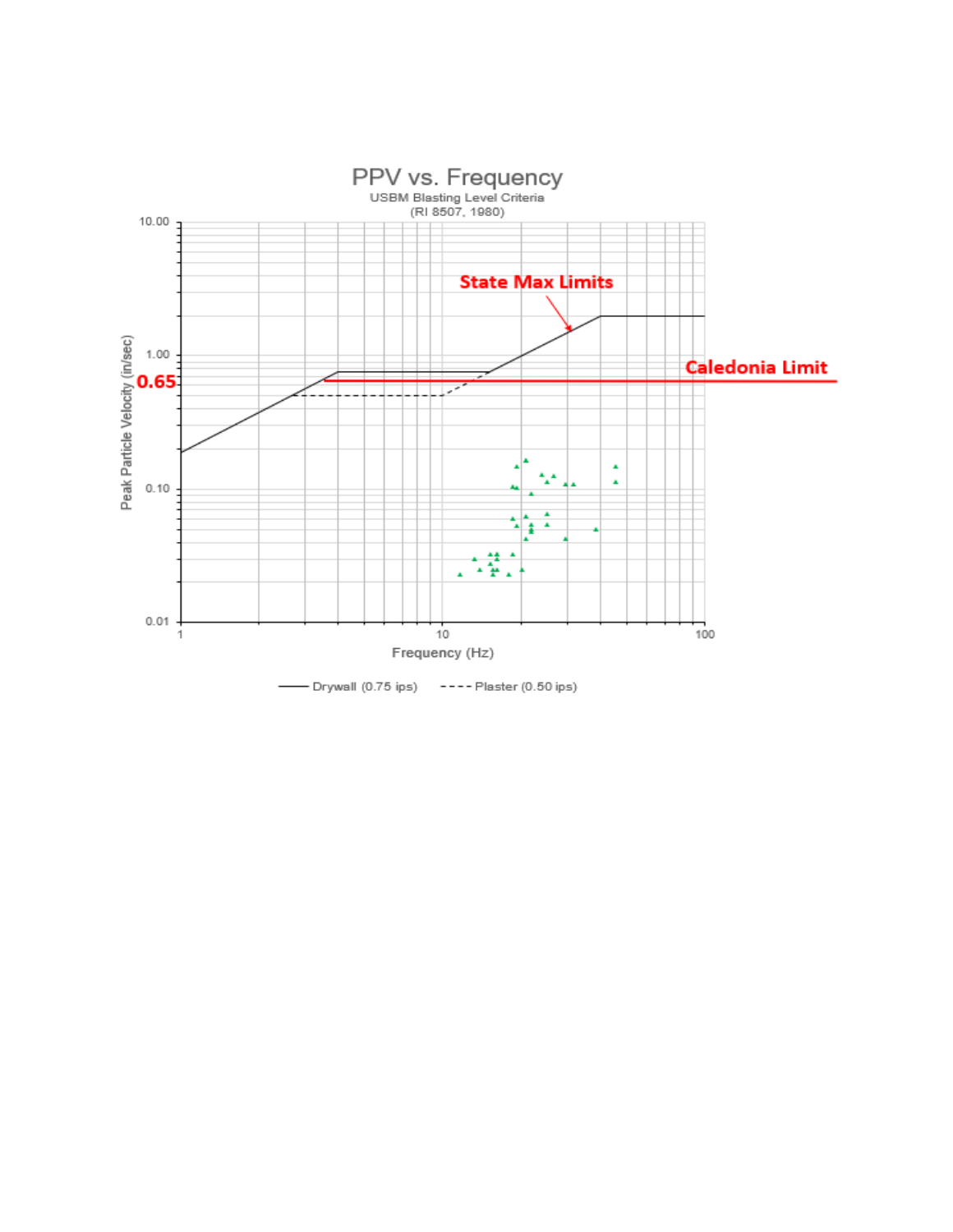PPV vs. Frequency

USBM Blasting Level Criteria

(RI 8507, 1980)

State Max Limits

Caledonia Limit

0.65

10.00

1.00

0.10

0.01

Peak Particle Velocity (in/sec)

1

10

100

Frequency (Hz)

Drywall (0.75 ips)

Plaster (0.50 ips)